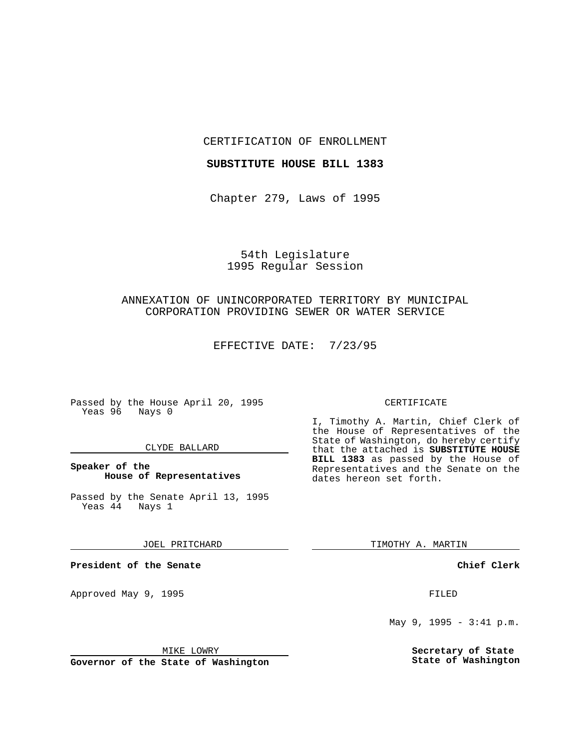CERTIFICATION OF ENROLLMENT

**SUBSTITUTE HOUSE BILL 1383**

Chapter 279, Laws of 1995

54th Legislature
1995 Regular Session

ANNEXATION OF UNINCORPORATED TERRITORY BY MUNICIPAL CORPORATION PROVIDING SEWER OR WATER SERVICE

EFFECTIVE DATE: 7/23/95

Passed by the House April 20, 1995
Yeas 96 Nays 0

CLYDE BALLARD

**Speaker of the House of Representatives**

Passed by the Senate April 13, 1995
Yeas 44 Nays 1

JOEL PRITCHARD

**President of the Senate**

Approved May 9, 1995

MIKE LOWRY

**Governor of the State of Washington**

CERTIFICATE

I, Timothy A. Martin, Chief Clerk of the House of Representatives of the State of Washington, do hereby certify that the attached is **SUBSTITUTE HOUSE BILL 1383** as passed by the House of Representatives and the Senate on the dates hereon set forth.

TIMOTHY A. MARTIN

**Chief Clerk**

FILED

May 9, 1995 - 3:41 p.m.

**Secretary of State State of Washington**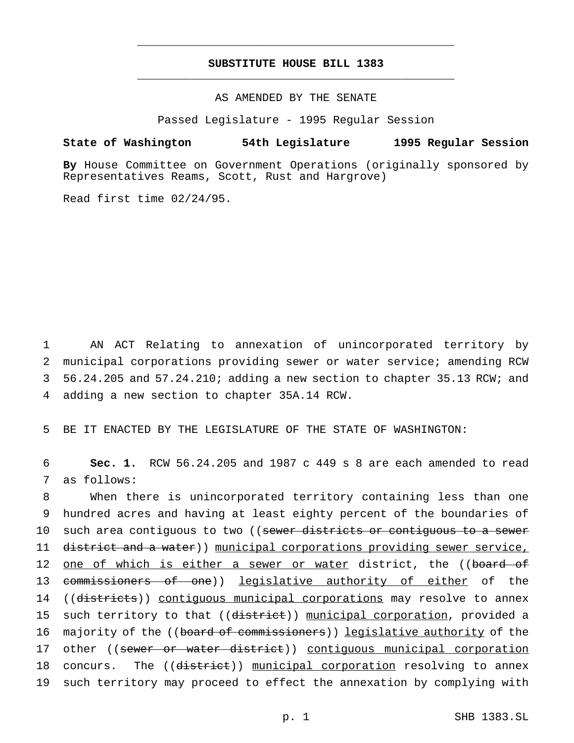# SUBSTITUTE HOUSE BILL 1383

AS AMENDED BY THE SENATE

Passed Legislature - 1995 Regular Session

**State of Washington 54th Legislature 1995 Regular Session**

**By** House Committee on Government Operations (originally sponsored by Representatives Reams, Scott, Rust and Hargrove)

Read first time 02/24/95.

AN ACT Relating to annexation of unincorporated territory by municipal corporations providing sewer or water service; amending RCW 56.24.205 and 57.24.210; adding a new section to chapter 35.13 RCW; and adding a new section to chapter 35A.14 RCW.

BE IT ENACTED BY THE LEGISLATURE OF THE STATE OF WASHINGTON:

**Sec. 1.** RCW 56.24.205 and 1987 c 449 s 8 are each amended to read as follows:

When there is unincorporated territory containing less than one hundred acres and having at least eighty percent of the boundaries of such area contiguous to two ((~~sewer districts or contiguous to a sewer district and a water~~)) <u>municipal corporations providing sewer service, one of which is either a sewer or water</u> district, the ((~~board of commissioners of one~~)) <u>legislative authority of either</u> of the ((~~districts~~)) <u>contiguous municipal corporations</u> may resolve to annex such territory to that ((~~district~~)) <u>municipal corporation</u>, provided a majority of the ((~~board of commissioners~~)) <u>legislative authority</u> of the other ((~~sewer or water district~~)) <u>contiguous municipal corporation</u> concurs. The ((~~district~~)) <u>municipal corporation</u> resolving to annex such territory may proceed to effect the annexation by complying with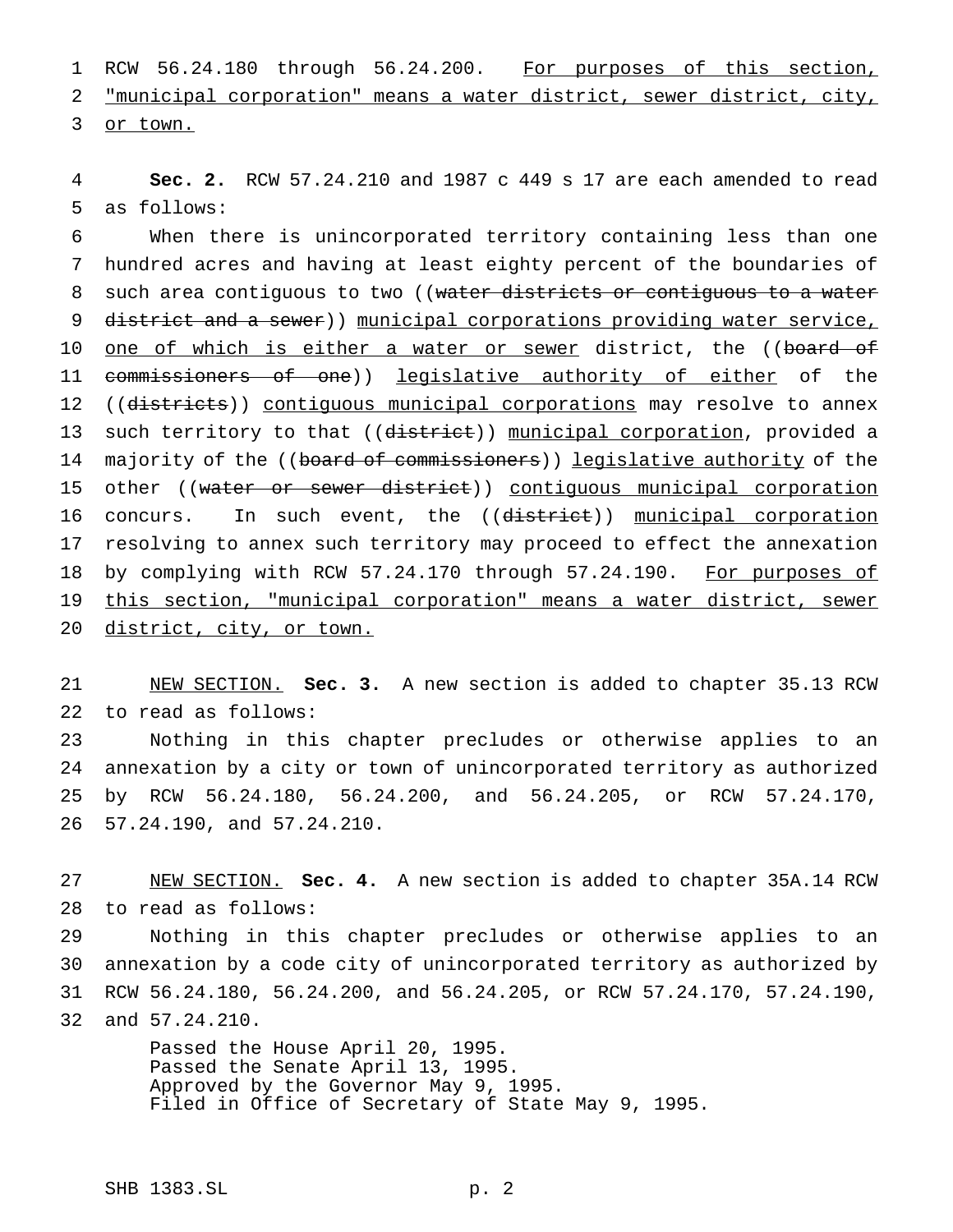RCW 56.24.180 through 56.24.200. For purposes of this section, "municipal corporation" means a water district, sewer district, city, or town.

**Sec. 2.** RCW 57.24.210 and 1987 c 449 s 17 are each amended to read as follows:

When there is unincorporated territory containing less than one hundred acres and having at least eighty percent of the boundaries of such area contiguous to two ((~~water districts or contiguous to a water district and a sewer~~)) municipal corporations providing water service, one of which is either a water or sewer district, the ((~~board of commissioners of one~~)) legislative authority of either of the ((~~districts~~)) contiguous municipal corporations may resolve to annex such territory to that ((~~district~~)) municipal corporation, provided a majority of the ((~~board of commissioners~~)) legislative authority of the other ((~~water or sewer district~~)) contiguous municipal corporation concurs. In such event, the ((~~district~~)) municipal corporation resolving to annex such territory may proceed to effect the annexation by complying with RCW 57.24.170 through 57.24.190. For purposes of this section, "municipal corporation" means a water district, sewer district, city, or town.

NEW SECTION. **Sec. 3.** A new section is added to chapter 35.13 RCW to read as follows:

Nothing in this chapter precludes or otherwise applies to an annexation by a city or town of unincorporated territory as authorized by RCW 56.24.180, 56.24.200, and 56.24.205, or RCW 57.24.170, 57.24.190, and 57.24.210.

NEW SECTION. **Sec. 4.** A new section is added to chapter 35A.14 RCW to read as follows:

Nothing in this chapter precludes or otherwise applies to an annexation by a code city of unincorporated territory as authorized by RCW 56.24.180, 56.24.200, and 56.24.205, or RCW 57.24.170, 57.24.190, and 57.24.210.

Passed the House April 20, 1995.
Passed the Senate April 13, 1995.
Approved by the Governor May 9, 1995.
Filed in Office of Secretary of State May 9, 1995.